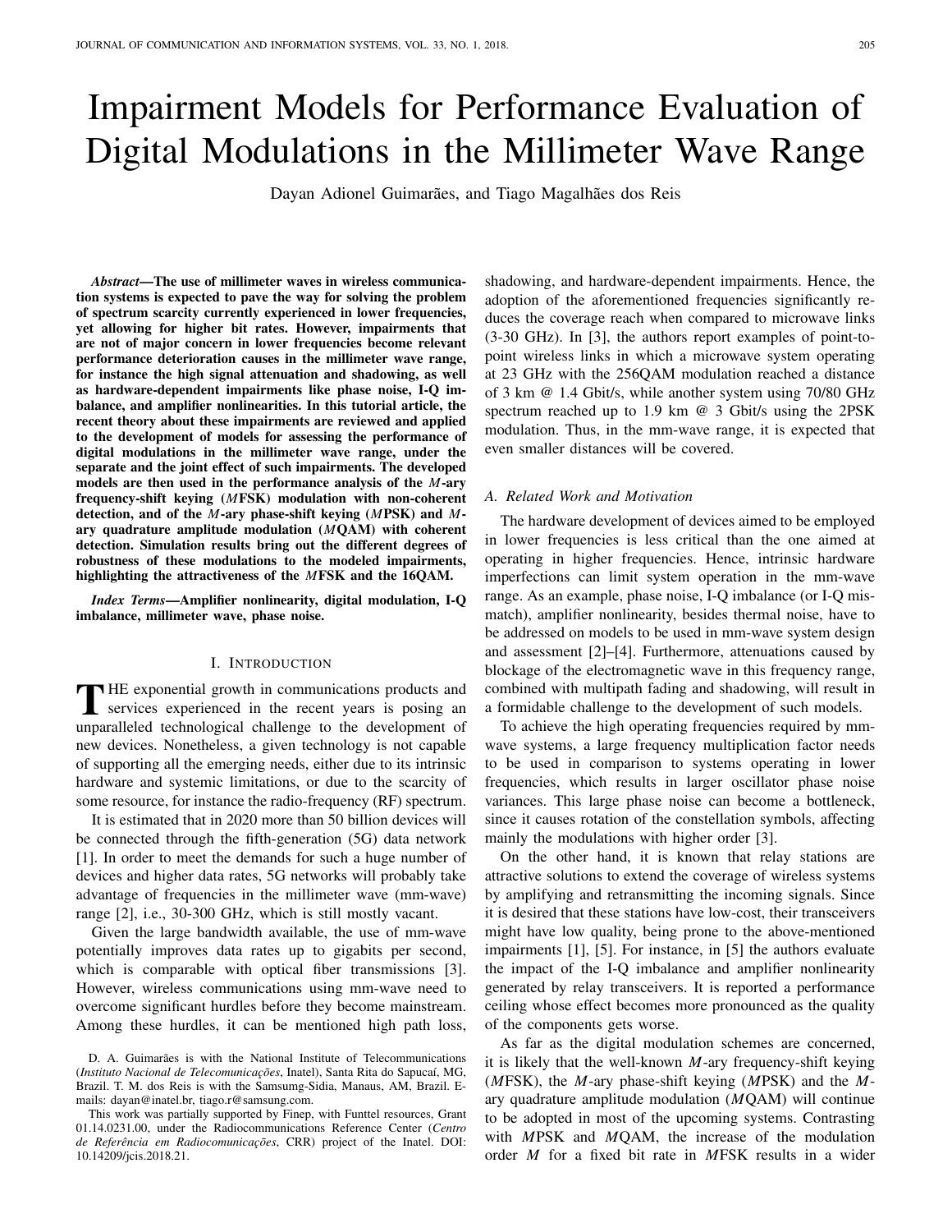# Impairment Models for Performance Evaluation of Digital Modulations in the Millimeter Wave Range

Dayan Adionel Guimarães, and Tiago Magalhães dos Reis

***Abstract*—The use of millimeter waves in wireless communication systems is expected to pave the way for solving the problem of spectrum scarcity currently experienced in lower frequencies, yet allowing for higher bit rates. However, impairments that are not of major concern in lower frequencies become relevant performance deterioration causes in the millimeter wave range, for instance the high signal attenuation and shadowing, as well as hardware-dependent impairments like phase noise, I-Q imbalance, and amplifier nonlinearities. In this tutorial article, the recent theory about these impairments are reviewed and applied to the development of models for assessing the performance of digital modulations in the millimeter wave range, under the separate and the joint effect of such impairments. The developed models are then used in the performance analysis of the *M*-ary frequency-shift keying (*M*FSK) modulation with non-coherent detection, and of the *M*-ary phase-shift keying (*M*PSK) and *M*-ary quadrature amplitude modulation (*M*QAM) with coherent detection. Simulation results bring out the different degrees of robustness of these modulations to the modeled impairments, highlighting the attractiveness of the *M*FSK and the 16QAM.**

***Index Terms*—Amplifier nonlinearity, digital modulation, I-Q imbalance, millimeter wave, phase noise.**

## I. Introduction

THE exponential growth in communications products and services experienced in the recent years is posing an unparalleled technological challenge to the development of new devices. Nonetheless, a given technology is not capable of supporting all the emerging needs, either due to its intrinsic hardware and systemic limitations, or due to the scarcity of some resource, for instance the radio-frequency (RF) spectrum.

It is estimated that in 2020 more than 50 billion devices will be connected through the fifth-generation (5G) data network [1]. In order to meet the demands for such a huge number of devices and higher data rates, 5G networks will probably take advantage of frequencies in the millimeter wave (mm-wave) range [2], i.e., 30-300 GHz, which is still mostly vacant.

Given the large bandwidth available, the use of mm-wave potentially improves data rates up to gigabits per second, which is comparable with optical fiber transmissions [3]. However, wireless communications using mm-wave need to overcome significant hurdles before they become mainstream. Among these hurdles, it can be mentioned high path loss, shadowing, and hardware-dependent impairments. Hence, the adoption of the aforementioned frequencies significantly reduces the coverage reach when compared to microwave links (3-30 GHz). In [3], the authors report examples of point-to-point wireless links in which a microwave system operating at 23 GHz with the 256QAM modulation reached a distance of 3 km @ 1.4 Gbit/s, while another system using 70/80 GHz spectrum reached up to 1.9 km @ 3 Gbit/s using the 2PSK modulation. Thus, in the mm-wave range, it is expected that even smaller distances will be covered.

### *A. Related Work and Motivation*

The hardware development of devices aimed to be employed in lower frequencies is less critical than the one aimed at operating in higher frequencies. Hence, intrinsic hardware imperfections can limit system operation in the mm-wave range. As an example, phase noise, I-Q imbalance (or I-Q mismatch), amplifier nonlinearity, besides thermal noise, have to be addressed on models to be used in mm-wave system design and assessment [2]–[4]. Furthermore, attenuations caused by blockage of the electromagnetic wave in this frequency range, combined with multipath fading and shadowing, will result in a formidable challenge to the development of such models.

To achieve the high operating frequencies required by mm-wave systems, a large frequency multiplication factor needs to be used in comparison to systems operating in lower frequencies, which results in larger oscillator phase noise variances. This large phase noise can become a bottleneck, since it causes rotation of the constellation symbols, affecting mainly the modulations with higher order [3].

On the other hand, it is known that relay stations are attractive solutions to extend the coverage of wireless systems by amplifying and retransmitting the incoming signals. Since it is desired that these stations have low-cost, their transceivers might have low quality, being prone to the above-mentioned impairments [1], [5]. For instance, in [5] the authors evaluate the impact of the I-Q imbalance and amplifier nonlinearity generated by relay transceivers. It is reported a performance ceiling whose effect becomes more pronounced as the quality of the components gets worse.

As far as the digital modulation schemes are concerned, it is likely that the well-known *M*-ary frequency-shift keying (*M*FSK), the *M*-ary phase-shift keying (*M*PSK) and the *M*-ary quadrature amplitude modulation (*M*QAM) will continue to be adopted in most of the upcoming systems. Contrasting with *M*PSK and *M*QAM, the increase of the modulation order *M* for a fixed bit rate in *M*FSK results in a wider

D. A. Guimarães is with the National Institute of Telecommunications (*Instituto Nacional de Telecomunicações*, Inatel), Santa Rita do Sapucaí, MG, Brazil. T. M. dos Reis is with the Samsumg-Sidia, Manaus, AM, Brazil. E-mails: dayan@inatel.br, tiago.r@samsung.com.

This work was partially supported by Finep, with Funttel resources, Grant 01.14.0231.00, under the Radiocommunications Reference Center (*Centro de Referência em Radiocomunicações*, CRR) project of the Inatel. DOI: 10.14209/jcis.2018.21.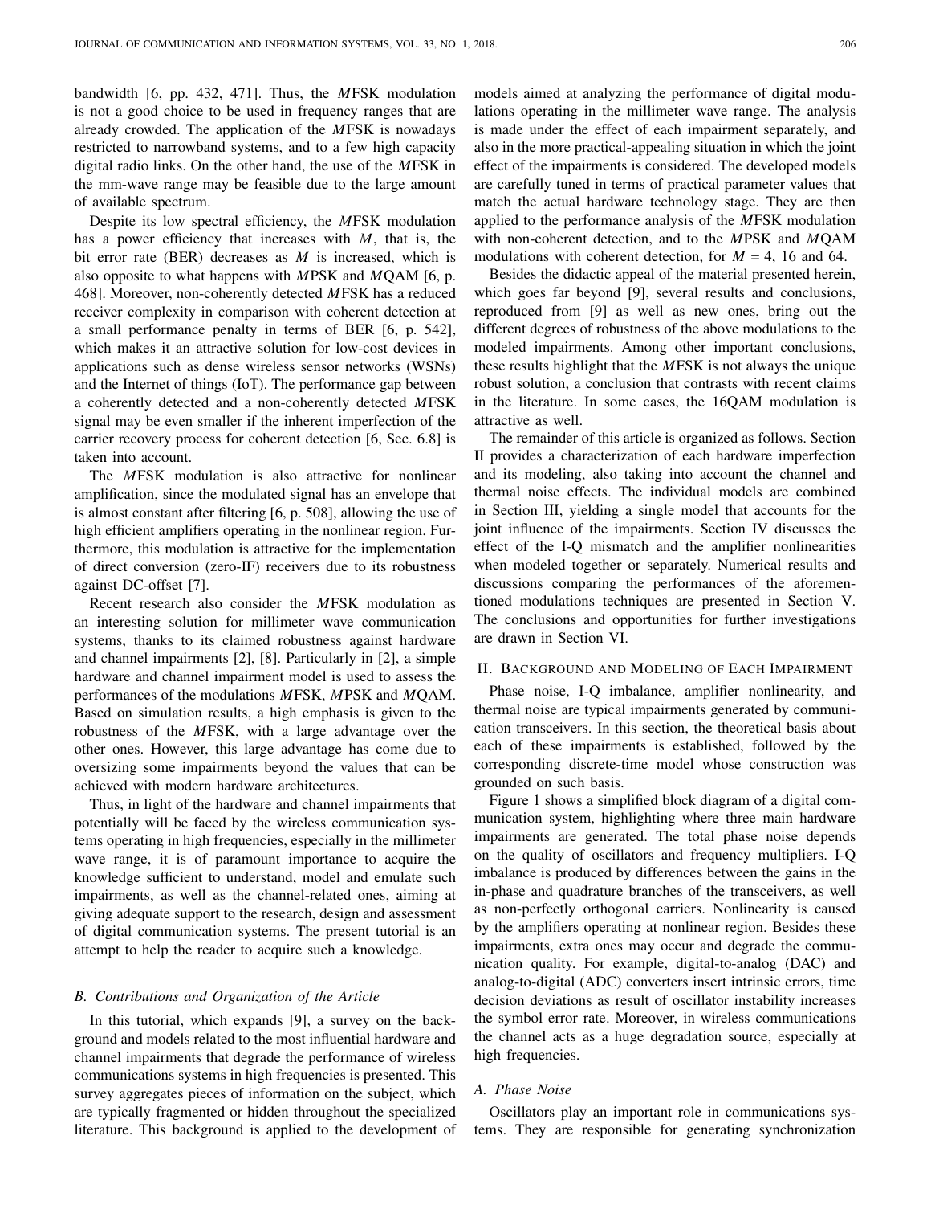bandwidth [6, pp. 432, 471]. Thus, the *M*FSK modulation is not a good choice to be used in frequency ranges that are already crowded. The application of the *M*FSK is nowadays restricted to narrowband systems, and to a few high capacity digital radio links. On the other hand, the use of the *M*FSK in the mm-wave range may be feasible due to the large amount of available spectrum.

Despite its low spectral efficiency, the *M*FSK modulation has a power efficiency that increases with $M$, that is, the bit error rate (BER) decreases as $M$ is increased, which is also opposite to what happens with *M*PSK and *M*QAM [6, p. 468]. Moreover, non-coherently detected *M*FSK has a reduced receiver complexity in comparison with coherent detection at a small performance penalty in terms of BER [6, p. 542], which makes it an attractive solution for low-cost devices in applications such as dense wireless sensor networks (WSNs) and the Internet of things (IoT). The performance gap between a coherently detected and a non-coherently detected *M*FSK signal may be even smaller if the inherent imperfection of the carrier recovery process for coherent detection [6, Sec. 6.8] is taken into account.

The *M*FSK modulation is also attractive for nonlinear amplification, since the modulated signal has an envelope that is almost constant after filtering [6, p. 508], allowing the use of high efficient amplifiers operating in the nonlinear region. Furthermore, this modulation is attractive for the implementation of direct conversion (zero-IF) receivers due to its robustness against DC-offset [7].

Recent research also consider the *M*FSK modulation as an interesting solution for millimeter wave communication systems, thanks to its claimed robustness against hardware and channel impairments [2], [8]. Particularly in [2], a simple hardware and channel impairment model is used to assess the performances of the modulations *M*FSK, *M*PSK and *M*QAM. Based on simulation results, a high emphasis is given to the robustness of the *M*FSK, with a large advantage over the other ones. However, this large advantage has come due to oversizing some impairments beyond the values that can be achieved with modern hardware architectures.

Thus, in light of the hardware and channel impairments that potentially will be faced by the wireless communication systems operating in high frequencies, especially in the millimeter wave range, it is of paramount importance to acquire the knowledge sufficient to understand, model and emulate such impairments, as well as the channel-related ones, aiming at giving adequate support to the research, design and assessment of digital communication systems. The present tutorial is an attempt to help the reader to acquire such a knowledge.

### *B. Contributions and Organization of the Article*

In this tutorial, which expands [9], a survey on the background and models related to the most influential hardware and channel impairments that degrade the performance of wireless communications systems in high frequencies is presented. This survey aggregates pieces of information on the subject, which are typically fragmented or hidden throughout the specialized literature. This background is applied to the development of models aimed at analyzing the performance of digital modulations operating in the millimeter wave range. The analysis is made under the effect of each impairment separately, and also in the more practical-appealing situation in which the joint effect of the impairments is considered. The developed models are carefully tuned in terms of practical parameter values that match the actual hardware technology stage. They are then applied to the performance analysis of the *M*FSK modulation with non-coherent detection, and to the *M*PSK and *M*QAM modulations with coherent detection, for $M$ = 4, 16 and 64.

Besides the didactic appeal of the material presented herein, which goes far beyond [9], several results and conclusions, reproduced from [9] as well as new ones, bring out the different degrees of robustness of the above modulations to the modeled impairments. Among other important conclusions, these results highlight that the *M*FSK is not always the unique robust solution, a conclusion that contrasts with recent claims in the literature. In some cases, the 16QAM modulation is attractive as well.

The remainder of this article is organized as follows. Section II provides a characterization of each hardware imperfection and its modeling, also taking into account the channel and thermal noise effects. The individual models are combined in Section III, yielding a single model that accounts for the joint influence of the impairments. Section IV discusses the effect of the I-Q mismatch and the amplifier nonlinearities when modeled together or separately. Numerical results and discussions comparing the performances of the aforementioned modulations techniques are presented in Section V. The conclusions and opportunities for further investigations are drawn in Section VI.

## II. Background and Modeling of Each Impairment

Phase noise, I-Q imbalance, amplifier nonlinearity, and thermal noise are typical impairments generated by communication transceivers. In this section, the theoretical basis about each of these impairments is established, followed by the corresponding discrete-time model whose construction was grounded on such basis.

Figure 1 shows a simplified block diagram of a digital communication system, highlighting where three main hardware impairments are generated. The total phase noise depends on the quality of oscillators and frequency multipliers. I-Q imbalance is produced by differences between the gains in the in-phase and quadrature branches of the transceivers, as well as non-perfectly orthogonal carriers. Nonlinearity is caused by the amplifiers operating at nonlinear region. Besides these impairments, extra ones may occur and degrade the communication quality. For example, digital-to-analog (DAC) and analog-to-digital (ADC) converters insert intrinsic errors, time decision deviations as result of oscillator instability increases the symbol error rate. Moreover, in wireless communications the channel acts as a huge degradation source, especially at high frequencies.

### *A. Phase Noise*

Oscillators play an important role in communications systems. They are responsible for generating synchronization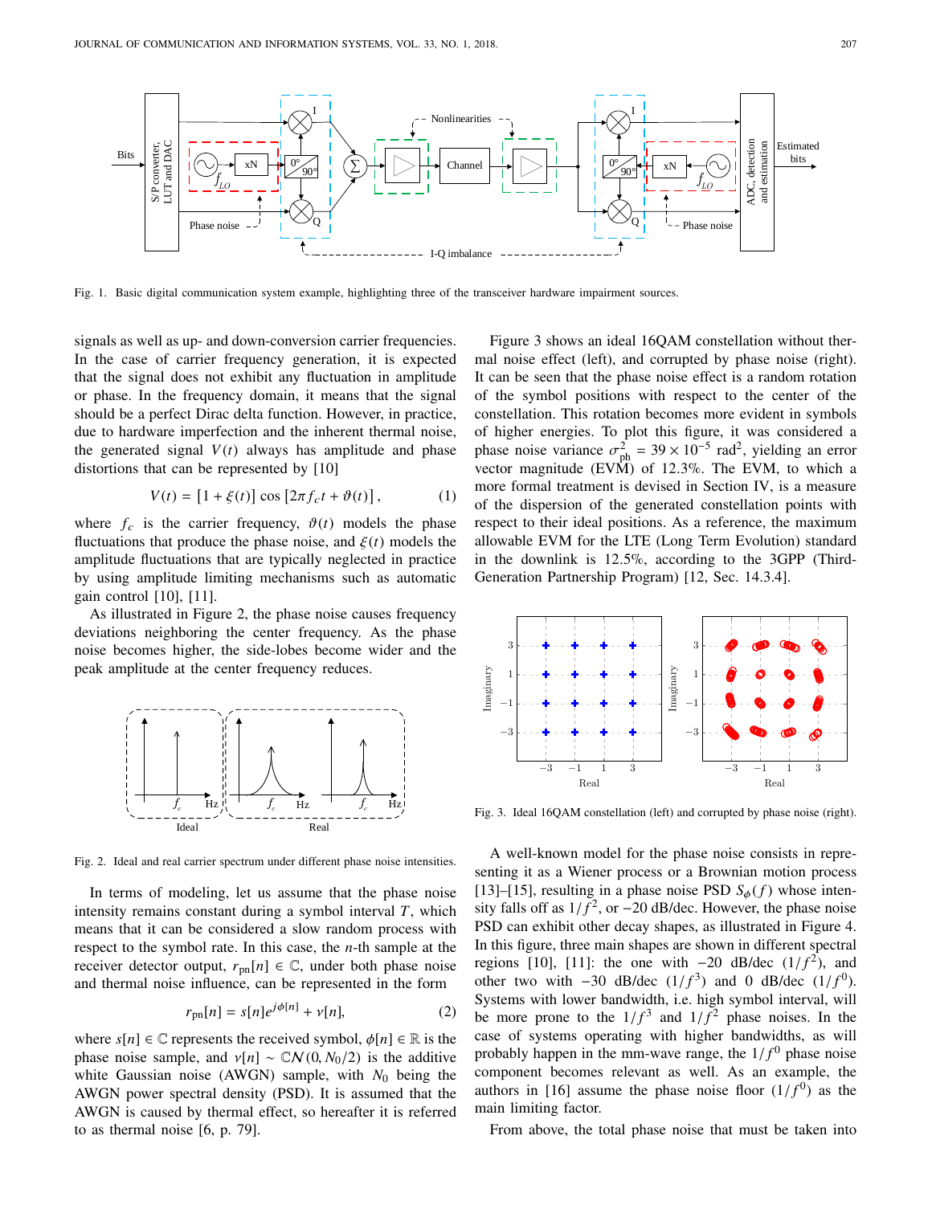Fig. 1. Basic digital communication system example, highlighting three of the transceiver hardware impairment sources.

signals as well as up- and down-conversion carrier frequencies. In the case of carrier frequency generation, it is expected that the signal does not exhibit any fluctuation in amplitude or phase. In the frequency domain, it means that the signal should be a perfect Dirac delta function. However, in practice, due to hardware imperfection and the inherent thermal noise, the generated signal $V(t)$ always has amplitude and phase distortions that can be represented by [10]

$$V(t) = [1 + \xi(t)] \cos [2\pi f_c t + \vartheta(t)], \qquad (1)$$

where $f_c$ is the carrier frequency, $\vartheta(t)$ models the phase fluctuations that produce the phase noise, and $\xi(t)$ models the amplitude fluctuations that are typically neglected in practice by using amplitude limiting mechanisms such as automatic gain control [10], [11].

As illustrated in Figure 2, the phase noise causes frequency deviations neighboring the center frequency. As the phase noise becomes higher, the side-lobes become wider and the peak amplitude at the center frequency reduces.

Fig. 2. Ideal and real carrier spectrum under different phase noise intensities.

In terms of modeling, let us assume that the phase noise intensity remains constant during a symbol interval $T$, which means that it can be considered a slow random process with respect to the symbol rate. In this case, the $n$-th sample at the receiver detector output, $r_{\text{pn}}[n] \in \mathbb{C}$, under both phase noise and thermal noise influence, can be represented in the form

$$r_{\text{pn}}[n] = s[n]e^{j\phi[n]} + \nu[n], \qquad (2)$$

where $s[n] \in \mathbb{C}$ represents the received symbol, $\phi[n] \in \mathbb{R}$ is the phase noise sample, and $\nu[n] \sim \mathbb{C}\mathcal{N}(0, N_0/2)$ is the additive white Gaussian noise (AWGN) sample, with $N_0$ being the AWGN power spectral density (PSD). It is assumed that the AWGN is caused by thermal effect, so hereafter it is referred to as thermal noise [6, p. 79].

Figure 3 shows an ideal 16QAM constellation without thermal noise effect (left), and corrupted by phase noise (right). It can be seen that the phase noise effect is a random rotation of the symbol positions with respect to the center of the constellation. This rotation becomes more evident in symbols of higher energies. To plot this figure, it was considered a phase noise variance $\sigma^2_{\text{ph}} = 39 \times 10^{-5}$ rad$^2$, yielding an error vector magnitude (EVM) of 12.3%. The EVM, to which a more formal treatment is devised in Section IV, is a measure of the dispersion of the generated constellation points with respect to their ideal positions. As a reference, the maximum allowable EVM for the LTE (Long Term Evolution) standard in the downlink is 12.5%, according to the 3GPP (Third-Generation Partnership Program) [12, Sec. 14.3.4].

Fig. 3. Ideal 16QAM constellation (left) and corrupted by phase noise (right).

A well-known model for the phase noise consists in representing it as a Wiener process or a Brownian motion process [13]–[15], resulting in a phase noise PSD $S_\phi(f)$ whose intensity falls off as $1/f^2$, or $-20$ dB/dec. However, the phase noise PSD can exhibit other decay shapes, as illustrated in Figure 4. In this figure, three main shapes are shown in different spectral regions [10], [11]: the one with $-20$ dB/dec $(1/f^2)$, and other two with $-30$ dB/dec $(1/f^3)$ and 0 dB/dec $(1/f^0)$. Systems with lower bandwidth, i.e. high symbol interval, will be more prone to the $1/f^3$ and $1/f^2$ phase noises. In the case of systems operating with higher bandwidths, as will probably happen in the mm-wave range, the $1/f^0$ phase noise component becomes relevant as well. As an example, the authors in [16] assume the phase noise floor $(1/f^0)$ as the main limiting factor.

From above, the total phase noise that must be taken into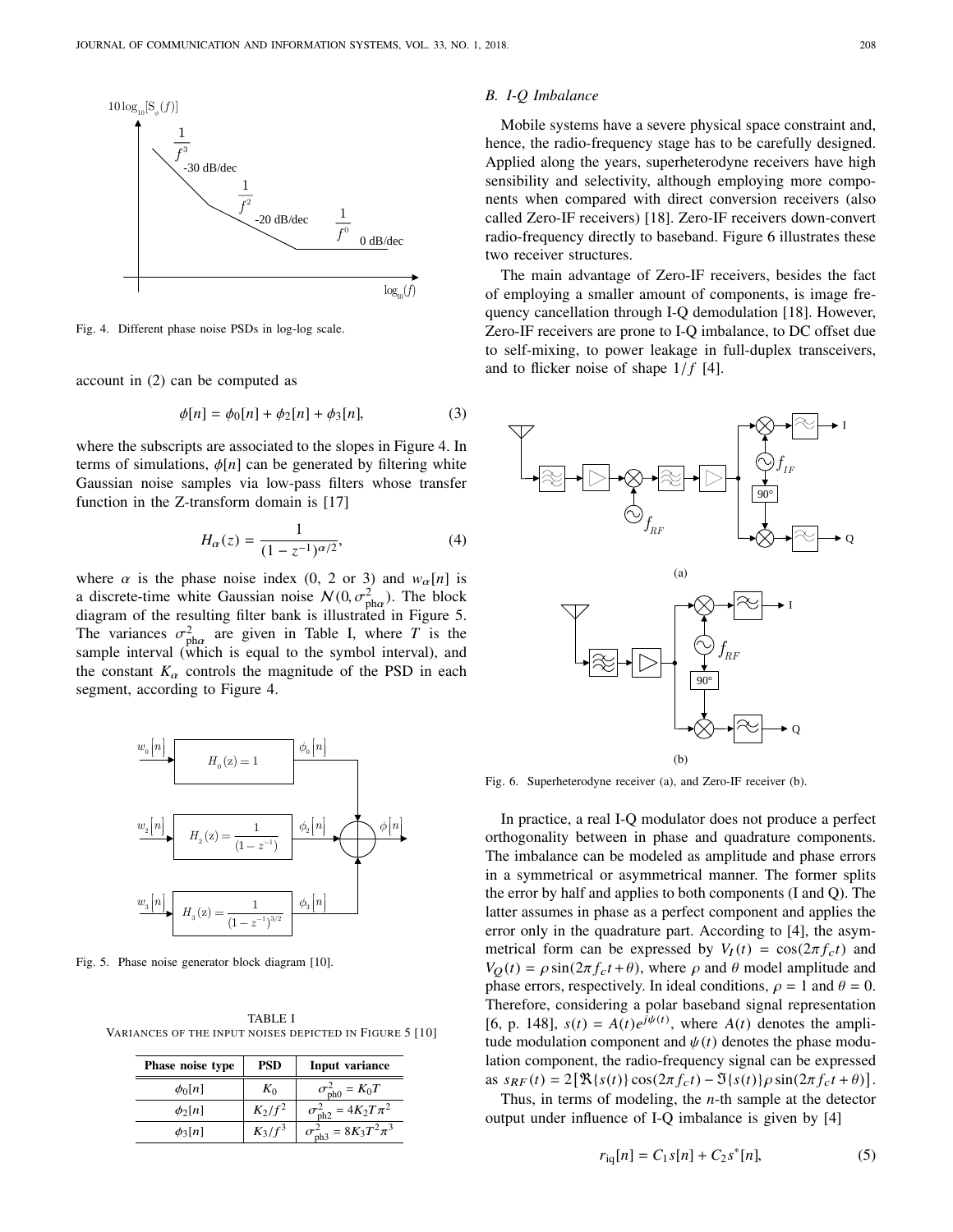Fig. 4. Different phase noise PSDs in log-log scale.

account in (2) can be computed as

$$\phi[n] = \phi_0[n] + \phi_2[n] + \phi_3[n], \tag{3}$$

where the subscripts are associated to the slopes in Figure 4. In terms of simulations, $\phi[n]$ can be generated by filtering white Gaussian noise samples via low-pass filters whose transfer function in the Z-transform domain is [17]

$$H_\alpha(z) = \frac{1}{(1 - z^{-1})^{\alpha/2}}, \tag{4}$$

where $\alpha$ is the phase noise index (0, 2 or 3) and $w_\alpha[n]$ is a discrete-time white Gaussian noise $\mathcal{N}(0, \sigma^2_{\mathrm{ph}\alpha})$. The block diagram of the resulting filter bank is illustrated in Figure 5. The variances $\sigma^2_{\mathrm{ph}\alpha}$ are given in Table I, where $T$ is the sample interval (which is equal to the symbol interval), and the constant $K_\alpha$ controls the magnitude of the PSD in each segment, according to Figure 4.

Fig. 5. Phase noise generator block diagram [10].

TABLE I
VARIANCES OF THE INPUT NOISES DEPICTED IN FIGURE 5 [10]

| Phase noise type | PSD | Input variance |
|---|---|---|
| $\phi_0[n]$ | $K_0$ | $\sigma^2_{\mathrm{ph0}} = K_0 T$ |
| $\phi_2[n]$ | $K_2/f^2$ | $\sigma^2_{\mathrm{ph2}} = 4K_2 T\pi^2$ |
| $\phi_3[n]$ | $K_3/f^3$ | $\sigma^2_{\mathrm{ph3}} = 8K_3 T^2\pi^3$ |

### B. I-Q Imbalance

Mobile systems have a severe physical space constraint and, hence, the radio-frequency stage has to be carefully designed. Applied along the years, superheterodyne receivers have high sensibility and selectivity, although employing more components when compared with direct conversion receivers (also called Zero-IF receivers) [18]. Zero-IF receivers down-convert radio-frequency directly to baseband. Figure 6 illustrates these two receiver structures.

The main advantage of Zero-IF receivers, besides the fact of employing a smaller amount of components, is image frequency cancellation through I-Q demodulation [18]. However, Zero-IF receivers are prone to I-Q imbalance, to DC offset due to self-mixing, to power leakage in full-duplex transceivers, and to flicker noise of shape $1/f$ [4].

Fig. 6. Superheterodyne receiver (a), and Zero-IF receiver (b).

In practice, a real I-Q modulator does not produce a perfect orthogonality between in phase and quadrature components. The imbalance can be modeled as amplitude and phase errors in a symmetrical or asymmetrical manner. The former splits the error by half and applies to both components (I and Q). The latter assumes in phase as a perfect component and applies the error only in the quadrature part. According to [4], the asymmetrical form can be expressed by $V_I(t) = \cos(2\pi f_c t)$ and $V_Q(t) = \rho \sin(2\pi f_c t + \theta)$, where $\rho$ and $\theta$ model amplitude and phase errors, respectively. In ideal conditions, $\rho = 1$ and $\theta = 0$. Therefore, considering a polar baseband signal representation [6, p. 148], $s(t) = A(t)e^{j\psi(t)}$, where $A(t)$ denotes the amplitude modulation component and $\psi(t)$ denotes the phase modulation component, the radio-frequency signal can be expressed as $s_{RF}(t) = 2\left[\Re\{s(t)\}\cos(2\pi f_c t) - \Im\{s(t)\}\rho \sin(2\pi f_c t + \theta)\right]$.

Thus, in terms of modeling, the $n$-th sample at the detector output under influence of I-Q imbalance is given by [4]

$$r_{\mathrm{iq}}[n] = C_1 s[n] + C_2 s^*[n], \tag{5}$$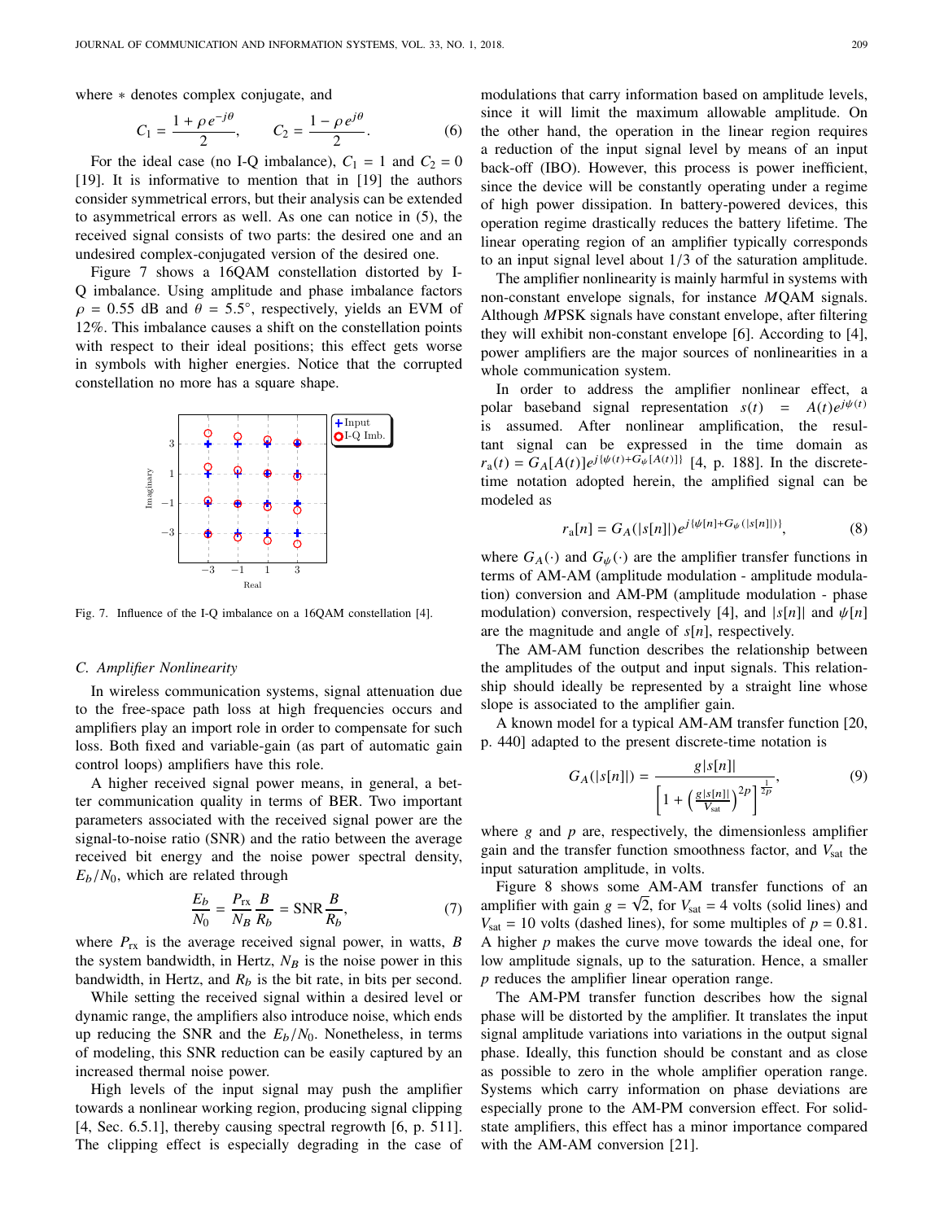where $*$ denotes complex conjugate, and

$$C_1 = \frac{1 + \rho\, e^{-j\theta}}{2}, \qquad C_2 = \frac{1 - \rho\, e^{j\theta}}{2}. \tag{6}$$

For the ideal case (no I-Q imbalance), $C_1 = 1$ and $C_2 = 0$ [19]. It is informative to mention that in [19] the authors consider symmetrical errors, but their analysis can be extended to asymmetrical errors as well. As one can notice in (5), the received signal consists of two parts: the desired one and an undesired complex-conjugated version of the desired one.

Figure 7 shows a 16QAM constellation distorted by I-Q imbalance. Using amplitude and phase imbalance factors $\rho = 0.55$ dB and $\theta = 5.5°$, respectively, yields an EVM of 12%. This imbalance causes a shift on the constellation points with respect to their ideal positions; this effect gets worse in symbols with higher energies. Notice that the corrupted constellation no more has a square shape.

Fig. 7. Influence of the I-Q imbalance on a 16QAM constellation [4].

### C. Amplifier Nonlinearity

In wireless communication systems, signal attenuation due to the free-space path loss at high frequencies occurs and amplifiers play an import role in order to compensate for such loss. Both fixed and variable-gain (as part of automatic gain control loops) amplifiers have this role.

A higher received signal power means, in general, a better communication quality in terms of BER. Two important parameters associated with the received signal power are the signal-to-noise ratio (SNR) and the ratio between the average received bit energy and the noise power spectral density, $E_b/N_0$, which are related through

$$\frac{E_b}{N_0} = \frac{P_{\text{rx}}}{N_B}\frac{B}{R_b} = \text{SNR}\frac{B}{R_b}, \tag{7}$$

where $P_{\text{rx}}$ is the average received signal power, in watts, $B$ the system bandwidth, in Hertz, $N_B$ is the noise power in this bandwidth, in Hertz, and $R_b$ is the bit rate, in bits per second.

While setting the received signal within a desired level or dynamic range, the amplifiers also introduce noise, which ends up reducing the SNR and the $E_b/N_0$. Nonetheless, in terms of modeling, this SNR reduction can be easily captured by an increased thermal noise power.

High levels of the input signal may push the amplifier towards a nonlinear working region, producing signal clipping [4, Sec. 6.5.1], thereby causing spectral regrowth [6, p. 511]. The clipping effect is especially degrading in the case of modulations that carry information based on amplitude levels, since it will limit the maximum allowable amplitude. On the other hand, the operation in the linear region requires a reduction of the input signal level by means of an input back-off (IBO). However, this process is power inefficient, since the device will be constantly operating under a regime of high power dissipation. In battery-powered devices, this operation regime drastically reduces the battery lifetime. The linear operating region of an amplifier typically corresponds to an input signal level about 1/3 of the saturation amplitude.

The amplifier nonlinearity is mainly harmful in systems with non-constant envelope signals, for instance $M$QAM signals. Although $M$PSK signals have constant envelope, after filtering they will exhibit non-constant envelope [6]. According to [4], power amplifiers are the major sources of nonlinearities in a whole communication system.

In order to address the amplifier nonlinear effect, a polar baseband signal representation $s(t) = A(t)e^{j\psi(t)}$ is assumed. After nonlinear amplification, the resultant signal can be expressed in the time domain as $r_{\text{a}}(t) = G_A[A(t)]e^{j\{\psi(t)+G_\psi[A(t)]\}}$ [4, p. 188]. In the discrete-time notation adopted herein, the amplified signal can be modeled as

$$r_{\text{a}}[n] = G_A(|s[n]|)e^{j\{\psi[n]+G_\psi(|s[n]|)\}}, \tag{8}$$

where $G_A(\cdot)$ and $G_\psi(\cdot)$ are the amplifier transfer functions in terms of AM-AM (amplitude modulation - amplitude modulation) conversion and AM-PM (amplitude modulation - phase modulation) conversion, respectively [4], and $|s[n]|$ and $\psi[n]$ are the magnitude and angle of $s[n]$, respectively.

The AM-AM function describes the relationship between the amplitudes of the output and input signals. This relationship should ideally be represented by a straight line whose slope is associated to the amplifier gain.

A known model for a typical AM-AM transfer function [20, p. 440] adapted to the present discrete-time notation is

$$G_A(|s[n]|) = \frac{g|s[n]|}{\left[1 + \left(\frac{g|s[n]|}{V_{\text{sat}}}\right)^{2p}\right]^{\frac{1}{2p}}}, \tag{9}$$

where $g$ and $p$ are, respectively, the dimensionless amplifier gain and the transfer function smoothness factor, and $V_{\text{sat}}$ the input saturation amplitude, in volts.

Figure 8 shows some AM-AM transfer functions of an amplifier with gain $g = \sqrt{2}$, for $V_{\text{sat}} = 4$ volts (solid lines) and $V_{\text{sat}} = 10$ volts (dashed lines), for some multiples of $p = 0.81$. A higher $p$ makes the curve move towards the ideal one, for low amplitude signals, up to the saturation. Hence, a smaller $p$ reduces the amplifier linear operation range.

The AM-PM transfer function describes how the signal phase will be distorted by the amplifier. It translates the input signal amplitude variations into variations in the output signal phase. Ideally, this function should be constant and as close as possible to zero in the whole amplifier operation range. Systems which carry information on phase deviations are especially prone to the AM-PM conversion effect. For solid-state amplifiers, this effect has a minor importance compared with the AM-AM conversion [21].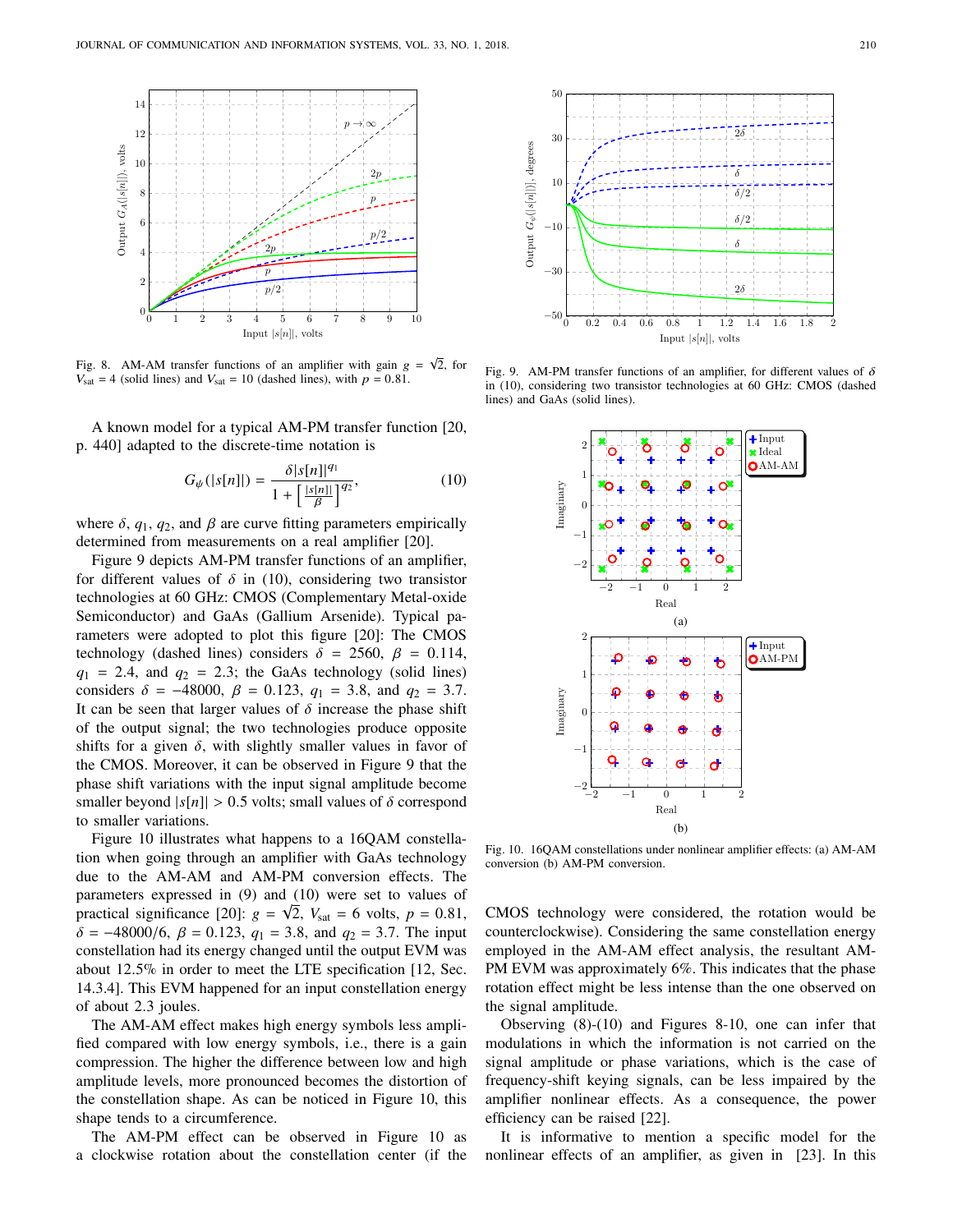Fig. 8. AM-AM transfer functions of an amplifier with gain $g = \sqrt{2}$, for $V_{\text{sat}} = 4$ (solid lines) and $V_{\text{sat}} = 10$ (dashed lines), with $p = 0.81$.

Fig. 9. AM-PM transfer functions of an amplifier, for different values of $\delta$ in (10), considering two transistor technologies at 60 GHz: CMOS (dashed lines) and GaAs (solid lines).

A known model for a typical AM-PM transfer function [20, p. 440] adapted to the discrete-time notation is

$$G_{\psi}(|s[n]|) = \frac{\delta |s[n]|^{q_1}}{1 + \left[\frac{|s[n]|}{\beta}\right]^{q_2}}, \tag{10}$$

where $\delta$, $q_1$, $q_2$, and $\beta$ are curve fitting parameters empirically determined from measurements on a real amplifier [20].

Figure 9 depicts AM-PM transfer functions of an amplifier, for different values of $\delta$ in (10), considering two transistor technologies at 60 GHz: CMOS (Complementary Metal-oxide Semiconductor) and GaAs (Gallium Arsenide). Typical parameters were adopted to plot this figure [20]: The CMOS technology (dashed lines) considers $\delta = 2560$, $\beta = 0.114$, $q_1 = 2.4$, and $q_2 = 2.3$; the GaAs technology (solid lines) considers $\delta = -48000$, $\beta = 0.123$, $q_1 = 3.8$, and $q_2 = 3.7$. It can be seen that larger values of $\delta$ increase the phase shift of the output signal; the two technologies produce opposite shifts for a given $\delta$, with slightly smaller values in favor of the CMOS. Moreover, it can be observed in Figure 9 that the phase shift variations with the input signal amplitude become smaller beyond $|s[n]| > 0.5$ volts; small values of $\delta$ correspond to smaller variations.

Figure 10 illustrates what happens to a 16QAM constellation when going through an amplifier with GaAs technology due to the AM-AM and AM-PM conversion effects. The parameters expressed in (9) and (10) were set to values of practical significance [20]: $g = \sqrt{2}$, $V_{\text{sat}} = 6$ volts, $p = 0.81$, $\delta = -48000/6$, $\beta = 0.123$, $q_1 = 3.8$, and $q_2 = 3.7$. The input constellation had its energy changed until the output EVM was about 12.5% in order to meet the LTE specification [12, Sec. 14.3.4]. This EVM happened for an input constellation energy of about 2.3 joules.

The AM-AM effect makes high energy symbols less amplified compared with low energy symbols, i.e., there is a gain compression. The higher the difference between low and high amplitude levels, more pronounced becomes the distortion of the constellation shape. As can be noticed in Figure 10, this shape tends to a circumference.

The AM-PM effect can be observed in Figure 10 as a clockwise rotation about the constellation center (if the CMOS technology were considered, the rotation would be counterclockwise). Considering the same constellation energy employed in the AM-AM effect analysis, the resultant AM-PM EVM was approximately 6%. This indicates that the phase rotation effect might be less intense than the one observed on the signal amplitude.

Fig. 10. 16QAM constellations under nonlinear amplifier effects: (a) AM-AM conversion (b) AM-PM conversion.

Observing (8)-(10) and Figures 8-10, one can infer that modulations in which the information is not carried on the signal amplitude or phase variations, which is the case of frequency-shift keying signals, can be less impaired by the amplifier nonlinear effects. As a consequence, the power efficiency can be raised [22].

It is informative to mention a specific model for the nonlinear effects of an amplifier, as given in [23]. In this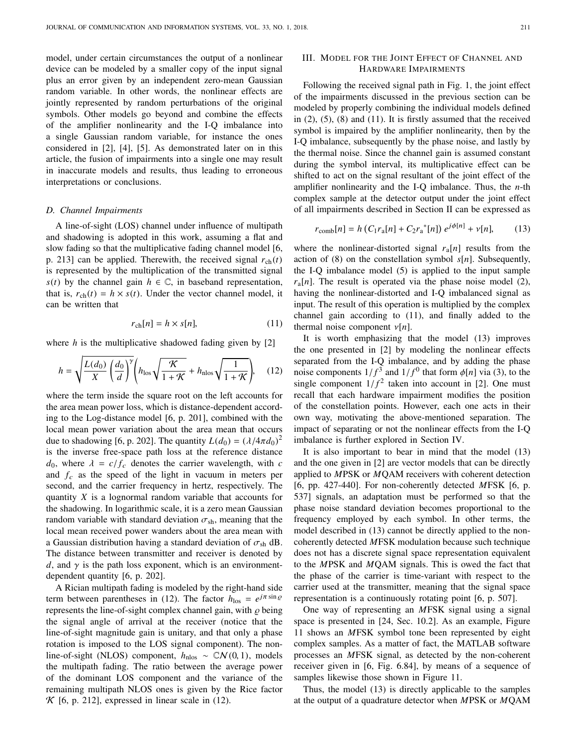model, under certain circumstances the output of a nonlinear device can be modeled by a smaller copy of the input signal plus an error given by an independent zero-mean Gaussian random variable. In other words, the nonlinear effects are jointly represented by random perturbations of the original symbols. Other models go beyond and combine the effects of the amplifier nonlinearity and the I-Q imbalance into a single Gaussian random variable, for instance the ones considered in [2], [4], [5]. As demonstrated later on in this article, the fusion of impairments into a single one may result in inaccurate models and results, thus leading to erroneous interpretations or conclusions.

### D. Channel Impairments

A line-of-sight (LOS) channel under influence of multipath and shadowing is adopted in this work, assuming a flat and slow fading so that the multiplicative fading channel model [6, p. 213] can be applied. Therewith, the received signal $r_{\text{ch}}(t)$ is represented by the multiplication of the transmitted signal $s(t)$ by the channel gain $h \in \mathbb{C}$, in baseband representation, that is, $r_{\text{ch}}(t) = h \times s(t)$. Under the vector channel model, it can be written that

$$r_{\text{ch}}[n] = h \times s[n], \tag{11}$$

where $h$ is the multiplicative shadowed fading given by [2]

$$h = \sqrt{\frac{L(d_0)}{X}\left(\frac{d_0}{d}\right)^{\gamma}}\left(h_{\text{los}}\sqrt{\frac{\mathcal{K}}{1+\mathcal{K}}} + h_{\text{nlos}}\sqrt{\frac{1}{1+\mathcal{K}}}\right), \tag{12}$$

where the term inside the square root on the left accounts for the area mean power loss, which is distance-dependent according to the Log-distance model [6, p. 201], combined with the local mean power variation about the area mean that occurs due to shadowing [6, p. 202]. The quantity $L(d_0) = (\lambda/4\pi d_0)^2$ is the inverse free-space path loss at the reference distance $d_0$, where $\lambda = c/f_c$ denotes the carrier wavelength, with $c$ and $f_c$ as the speed of the light in vacuum in meters per second, and the carrier frequency in hertz, respectively. The quantity $X$ is a lognormal random variable that accounts for the shadowing. In logarithmic scale, it is a zero mean Gaussian random variable with standard deviation $\sigma_{\text{sh}}$, meaning that the local mean received power wanders about the area mean with a Gaussian distribution having a standard deviation of $\sigma_{\text{sh}}$ dB. The distance between transmitter and receiver is denoted by $d$, and $\gamma$ is the path loss exponent, which is an environment-dependent quantity [6, p. 202].

A Rician multipath fading is modeled by the right-hand side term between parentheses in (12). The factor $h_{\text{los}} = e^{j\pi \sin \varrho}$ represents the line-of-sight complex channel gain, with $\varrho$ being the signal angle of arrival at the receiver (notice that the line-of-sight magnitude gain is unitary, and that only a phase rotation is imposed to the LOS signal component). The non-line-of-sight (NLOS) component, $h_{\text{nlos}} \sim \mathbb{C}\mathcal{N}(0, 1)$, models the multipath fading. The ratio between the average power of the dominant LOS component and the variance of the remaining multipath NLOS ones is given by the Rice factor $\mathcal{K}$ [6, p. 212], expressed in linear scale in (12).

## III. Model for the Joint Effect of Channel and Hardware Impairments

Following the received signal path in Fig. 1, the joint effect of the impairments discussed in the previous section can be modeled by properly combining the individual models defined in (2), (5), (8) and (11). It is firstly assumed that the received symbol is impaired by the amplifier nonlinearity, then by the I-Q imbalance, subsequently by the phase noise, and lastly by the thermal noise. Since the channel gain is assumed constant during the symbol interval, its multiplicative effect can be shifted to act on the signal resultant of the joint effect of the amplifier nonlinearity and the I-Q imbalance. Thus, the $n$-th complex sample at the detector output under the joint effect of all impairments described in Section II can be expressed as

$$r_{\text{comb}}[n] = h\left(C_1 r_{\text{a}}[n] + C_2 r_{\text{a}}{}^{*}[n]\right) e^{j\phi[n]} + \nu[n], \tag{13}$$

where the nonlinear-distorted signal $r_{\text{a}}[n]$ results from the action of (8) on the constellation symbol $s[n]$. Subsequently, the I-Q imbalance model (5) is applied to the input sample $r_{\text{a}}[n]$. The result is operated via the phase noise model (2), having the nonlinear-distorted and I-Q imbalanced signal as input. The result of this operation is multiplied by the complex channel gain according to (11), and finally added to the thermal noise component $\nu[n]$.

It is worth emphasizing that the model (13) improves the one presented in [2] by modeling the nonlinear effects separated from the I-Q imbalance, and by adding the phase noise components $1/f^3$ and $1/f^0$ that form $\phi[n]$ via (3), to the single component $1/f^2$ taken into account in [2]. One must recall that each hardware impairment modifies the position of the constellation points. However, each one acts in their own way, motivating the above-mentioned separation. The impact of separating or not the nonlinear effects from the I-Q imbalance is further explored in Section IV.

It is also important to bear in mind that the model (13) and the one given in [2] are vector models that can be directly applied to $M$PSK or $M$QAM receivers with coherent detection [6, pp. 427-440]. For non-coherently detected $M$FSK [6, p. 537] signals, an adaptation must be performed so that the phase noise standard deviation becomes proportional to the frequency employed by each symbol. In other terms, the model described in (13) cannot be directly applied to the non-coherently detected $M$FSK modulation because such technique does not has a discrete signal space representation equivalent to the $M$PSK and $M$QAM signals. This is owed the fact that the phase of the carrier is time-variant with respect to the carrier used at the transmitter, meaning that the signal space representation is a continuously rotating point [6, p. 507].

One way of representing an $M$FSK signal using a signal space is presented in [24, Sec. 10.2]. As an example, Figure 11 shows an $M$FSK symbol tone been represented by eight complex samples. As a matter of fact, the MATLAB software processes an $M$FSK signal, as detected by the non-coherent receiver given in [6, Fig. 6.84], by means of a sequence of samples likewise those shown in Figure 11.

Thus, the model (13) is directly applicable to the samples at the output of a quadrature detector when $M$PSK or $M$QAM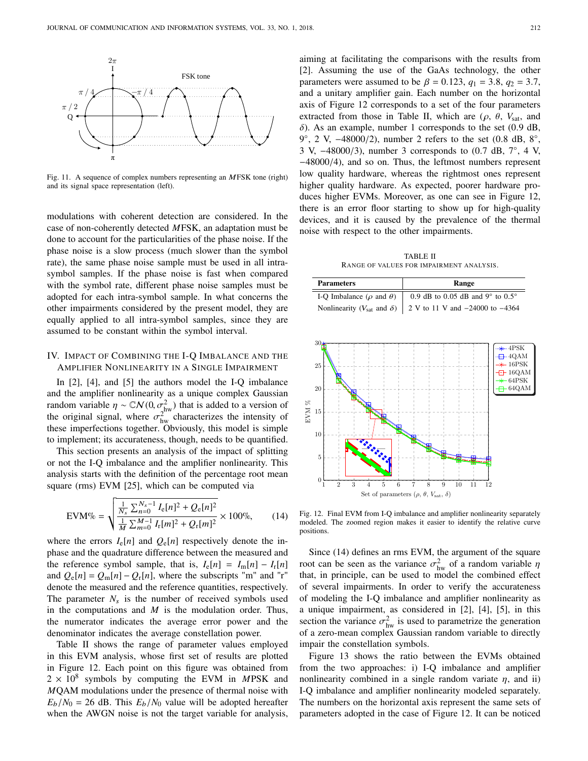Fig. 11. A sequence of complex numbers representing an $M$FSK tone (right) and its signal space representation (left).

modulations with coherent detection are considered. In the case of non-coherently detected $M$FSK, an adaptation must be done to account for the particularities of the phase noise. If the phase noise is a slow process (much slower than the symbol rate), the same phase noise sample must be used in all intra-symbol samples. If the phase noise is fast when compared with the symbol rate, different phase noise samples must be adopted for each intra-symbol sample. In what concerns the other impairments considered by the present model, they are equally applied to all intra-symbol samples, since they are assumed to be constant within the symbol interval.

## IV. Impact of Combining the I-Q Imbalance and the Amplifier Nonlinearity in a Single Impairment

In [2], [4], and [5] the authors model the I-Q imbalance and the amplifier nonlinearity as a unique complex Gaussian random variable $\eta \sim \mathbb{C}\mathcal{N}(0, \sigma^2_{\text{hw}})$ that is added to a version of the original signal, where $\sigma^2_{\text{hw}}$ characterizes the intensity of these imperfections together. Obviously, this model is simple to implement; its accurateness, though, needs to be quantified.

This section presents an analysis of the impact of splitting or not the I-Q imbalance and the amplifier nonlinearity. This analysis starts with the definition of the percentage root mean square (rms) EVM [25], which can be computed via

$$\text{EVM\%} = \sqrt{\frac{\frac{1}{N_s}\sum_{n=0}^{N_s-1} I_{\text{e}}[n]^2 + Q_{\text{e}}[n]^2}{\frac{1}{M}\sum_{m=0}^{M-1} I_{\text{r}}[m]^2 + Q_{\text{r}}[m]^2}} \times 100\%, \tag{14}$$

where the errors $I_{\text{e}}[n]$ and $Q_{\text{e}}[n]$ respectively denote the in-phase and the quadrature difference between the measured and the reference symbol sample, that is, $I_{\text{e}}[n] = I_{\text{m}}[n] - I_{\text{r}}[n]$ and $Q_{\text{e}}[n] = Q_{\text{m}}[n] - Q_{\text{r}}[n]$, where the subscripts "m" and "r" denote the measured and the reference quantities, respectively. The parameter $N_s$ is the number of received symbols used in the computations and $M$ is the modulation order. Thus, the numerator indicates the average error power and the denominator indicates the average constellation power.

Table II shows the range of parameter values employed in this EVM analysis, whose first set of results are plotted in Figure 12. Each point on this figure was obtained from $2 \times 10^8$ symbols by computing the EVM in $M$PSK and $M$QAM modulations under the presence of thermal noise with $E_b/N_0 = 26$ dB. This $E_b/N_0$ value will be adopted hereafter when the AWGN noise is not the target variable for analysis, aiming at facilitating the comparisons with the results from [2]. Assuming the use of the GaAs technology, the other parameters were assumed to be $\beta = 0.123$, $q_1 = 3.8$, $q_2 = 3.7$, and a unitary amplifier gain. Each number on the horizontal axis of Figure 12 corresponds to a set of the four parameters extracted from those in Table II, which are ($\rho$, $\theta$, $V_{\text{sat}}$, and $\delta$). As an example, number 1 corresponds to the set (0.9 dB, 9°, 2 V, −48000/2), number 2 refers to the set (0.8 dB, 8°, 3 V, −48000/3), number 3 corresponds to (0.7 dB, 7°, 4 V, −48000/4), and so on. Thus, the leftmost numbers represent low quality hardware, whereas the rightmost ones represent higher quality hardware. As expected, poorer hardware produces higher EVMs. Moreover, as one can see in Figure 12, there is an error floor starting to show up for high-quality devices, and it is caused by the prevalence of the thermal noise with respect to the other impairments.

TABLE II
Range of values for impairment analysis.

| Parameters | Range |
|---|---|
| I-Q Imbalance ($\rho$ and $\theta$) | 0.9 dB to 0.05 dB and 9° to 0.5° |
| Nonlinearity ($V_{\text{sat}}$ and $\delta$) | 2 V to 11 V and −24000 to −4364 |

Fig. 12. Final EVM from I-Q imbalance and amplifier nonlinearity separately modeled. The zoomed region makes it easier to identify the relative curve positions.

Since (14) defines an rms EVM, the argument of the square root can be seen as the variance $\sigma^2_{\text{hw}}$ of a random variable $\eta$ that, in principle, can be used to model the combined effect of several impairments. In order to verify the accurateness of modeling the I-Q imbalance and amplifier nonlinearity as a unique impairment, as considered in [2], [4], [5], in this section the variance $\sigma^2_{\text{hw}}$ is used to parametrize the generation of a zero-mean complex Gaussian random variable to directly impair the constellation symbols.

Figure 13 shows the ratio between the EVMs obtained from the two approaches: i) I-Q imbalance and amplifier nonlinearity combined in a single random variate $\eta$, and ii) I-Q imbalance and amplifier nonlinearity modeled separately. The numbers on the horizontal axis represent the same sets of parameters adopted in the case of Figure 12. It can be noticed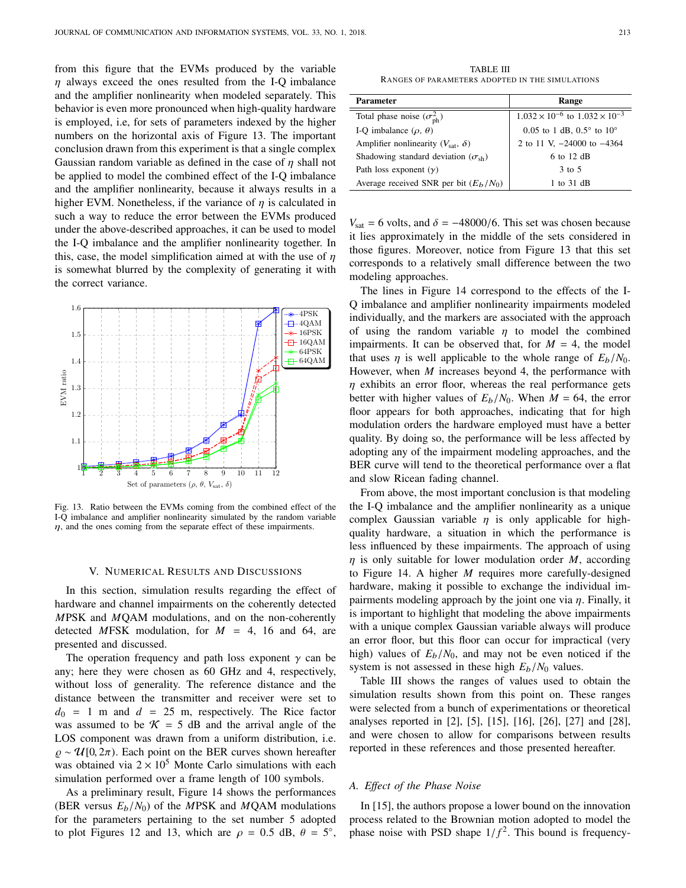from this figure that the EVMs produced by the variable $\eta$ always exceed the ones resulted from the I-Q imbalance and the amplifier nonlinearity when modeled separately. This behavior is even more pronounced when high-quality hardware is employed, i.e, for sets of parameters indexed by the higher numbers on the horizontal axis of Figure 13. The important conclusion drawn from this experiment is that a single complex Gaussian random variable as defined in the case of $\eta$ shall not be applied to model the combined effect of the I-Q imbalance and the amplifier nonlinearity, because it always results in a higher EVM. Nonetheless, if the variance of $\eta$ is calculated in such a way to reduce the error between the EVMs produced under the above-described approaches, it can be used to model the I-Q imbalance and the amplifier nonlinearity together. In this, case, the model simplification aimed at with the use of $\eta$ is somewhat blurred by the complexity of generating it with the correct variance.

Fig. 13. Ratio between the EVMs coming from the combined effect of the I-Q imbalance and amplifier nonlinearity simulated by the random variable $\eta$, and the ones coming from the separate effect of these impairments.

## V. Numerical Results and Discussions

In this section, simulation results regarding the effect of hardware and channel impairments on the coherently detected $M$PSK and $M$QAM modulations, and on the non-coherently detected $M$FSK modulation, for $M = 4$, 16 and 64, are presented and discussed.

The operation frequency and path loss exponent $\gamma$ can be any; here they were chosen as 60 GHz and 4, respectively, without loss of generality. The reference distance and the distance between the transmitter and receiver were set to $d_0 = 1$ m and $d = 25$ m, respectively. The Rice factor was assumed to be $\mathcal{K} = 5$ dB and the arrival angle of the LOS component was drawn from a uniform distribution, i.e. $\varrho \sim \mathcal{U}[0, 2\pi)$. Each point on the BER curves shown hereafter was obtained via $2 \times 10^5$ Monte Carlo simulations with each simulation performed over a frame length of 100 symbols.

As a preliminary result, Figure 14 shows the performances (BER versus $E_b/N_0$) of the $M$PSK and $M$QAM modulations for the parameters pertaining to the set number 5 adopted to plot Figures 12 and 13, which are $\rho = 0.5$ dB, $\theta = 5°$, $V_{\text{sat}} = 6$ volts, and $\delta = -48000/6$. This set was chosen because it lies approximately in the middle of the sets considered in those figures. Moreover, notice from Figure 13 that this set corresponds to a relatively small difference between the two modeling approaches.

TABLE III
Ranges of parameters adopted in the simulations

| Parameter | Range |
|---|---|
| Total phase noise ($\sigma^2_{\text{ph}}$) | $1.032 \times 10^{-6}$ to $1.032 \times 10^{-3}$ |
| I-Q imbalance ($\rho$, $\theta$) | 0.05 to 1 dB, 0.5° to 10° |
| Amplifier nonlinearity ($V_{\text{sat}}$, $\delta$) | 2 to 11 V, −24000 to −4364 |
| Shadowing standard deviation ($\sigma_{\text{sh}}$) | 6 to 12 dB |
| Path loss exponent ($\gamma$) | 3 to 5 |
| Average received SNR per bit ($E_b/N_0$) | 1 to 31 dB |

The lines in Figure 14 correspond to the effects of the I-Q imbalance and amplifier nonlinearity impairments modeled individually, and the markers are associated with the approach of using the random variable $\eta$ to model the combined impairments. It can be observed that, for $M = 4$, the model that uses $\eta$ is well applicable to the whole range of $E_b/N_0$. However, when $M$ increases beyond 4, the performance with $\eta$ exhibits an error floor, whereas the real performance gets better with higher values of $E_b/N_0$. When $M = 64$, the error floor appears for both approaches, indicating that for high modulation orders the hardware employed must have a better quality. By doing so, the performance will be less affected by adopting any of the impairment modeling approaches, and the BER curve will tend to the theoretical performance over a flat and slow Ricean fading channel.

From above, the most important conclusion is that modeling the I-Q imbalance and the amplifier nonlinearity as a unique complex Gaussian variable $\eta$ is only applicable for high-quality hardware, a situation in which the performance is less influenced by these impairments. The approach of using $\eta$ is only suitable for lower modulation order $M$, according to Figure 14. A higher $M$ requires more carefully-designed hardware, making it possible to exchange the individual impairments modeling approach by the joint one via $\eta$. Finally, it is important to highlight that modeling the above impairments with a unique complex Gaussian variable always will produce an error floor, but this floor can occur for impractical (very high) values of $E_b/N_0$, and may not be even noticed if the system is not assessed in these high $E_b/N_0$ values.

Table III shows the ranges of values used to obtain the simulation results shown from this point on. These ranges were selected from a bunch of experimentations or theoretical analyses reported in [2], [5], [15], [16], [26], [27] and [28], and were chosen to allow for comparisons between results reported in these references and those presented hereafter.

### A. Effect of the Phase Noise

In [15], the authors propose a lower bound on the innovation process related to the Brownian motion adopted to model the phase noise with PSD shape $1/f^2$. This bound is frequency-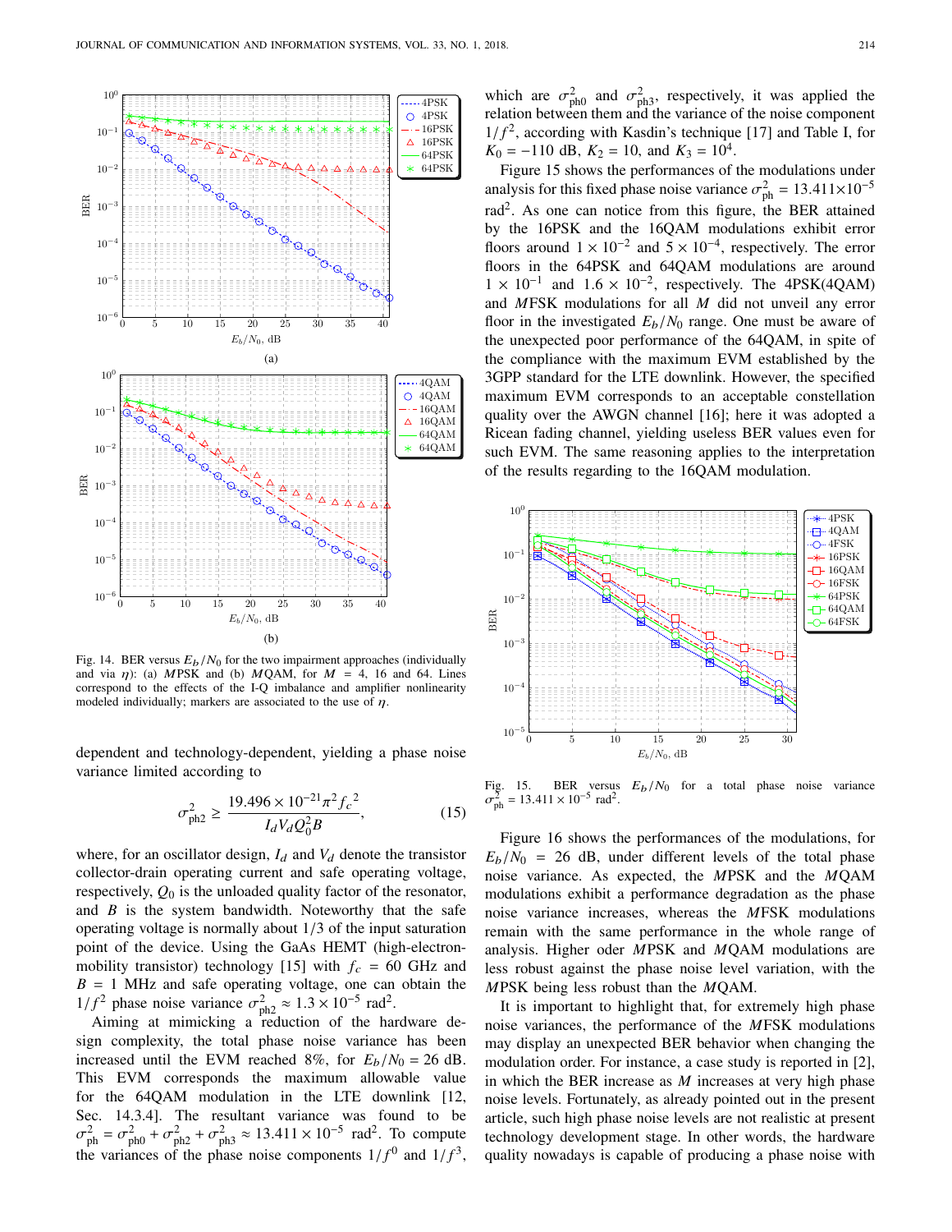Fig. 14. BER versus $E_b/N_0$ for the two impairment approaches (individually and via $\eta$): (a) $M$PSK and (b) $M$QAM, for $M$ = 4, 16 and 64. Lines correspond to the effects of the I-Q imbalance and amplifier nonlinearity modeled individually; markers are associated to the use of $\eta$.

dependent and technology-dependent, yielding a phase noise variance limited according to

$$\sigma^2_{\text{ph2}} \geq \frac{19.496 \times 10^{-21} \pi^2 f_c{}^2}{I_d V_d Q_0^2 B}, \tag{15}$$

where, for an oscillator design, $I_d$ and $V_d$ denote the transistor collector-drain operating current and safe operating voltage, respectively, $Q_0$ is the unloaded quality factor of the resonator, and $B$ is the system bandwidth. Noteworthy that the safe operating voltage is normally about 1/3 of the input saturation point of the device. Using the GaAs HEMT (high-electron-mobility transistor) technology [15] with $f_c$ = 60 GHz and $B$ = 1 MHz and safe operating voltage, one can obtain the $1/f^2$ phase noise variance $\sigma^2_{\text{ph2}} \approx 1.3 \times 10^{-5}$ rad$^2$.

Aiming at mimicking a reduction of the hardware design complexity, the total phase noise variance has been increased until the EVM reached 8%, for $E_b/N_0$ = 26 dB. This EVM corresponds the maximum allowable value for the 64QAM modulation in the LTE downlink [12, Sec. 14.3.4]. The resultant variance was found to be $\sigma^2_{\text{ph}} = \sigma^2_{\text{ph0}} + \sigma^2_{\text{ph2}} + \sigma^2_{\text{ph3}} \approx 13.411 \times 10^{-5}$ rad$^2$. To compute the variances of the phase noise components $1/f^0$ and $1/f^3$, which are $\sigma^2_{\text{ph0}}$ and $\sigma^2_{\text{ph3}}$, respectively, it was applied the relation between them and the variance of the noise component $1/f^2$, according with Kasdin's technique [17] and Table I, for $K_0 = -110$ dB, $K_2 = 10$, and $K_3 = 10^4$.

Figure 15 shows the performances of the modulations under analysis for this fixed phase noise variance $\sigma^2_{\text{ph}} = 13.411 \times 10^{-5}$ rad$^2$. As one can notice from this figure, the BER attained by the 16PSK and the 16QAM modulations exhibit error floors around $1 \times 10^{-2}$ and $5 \times 10^{-4}$, respectively. The error floors in the 64PSK and 64QAM modulations are around $1 \times 10^{-1}$ and $1.6 \times 10^{-2}$, respectively. The 4PSK(4QAM) and $M$FSK modulations for all $M$ did not unveil any error floor in the investigated $E_b/N_0$ range. One must be aware of the unexpected poor performance of the 64QAM, in spite of the compliance with the maximum EVM established by the 3GPP standard for the LTE downlink. However, the specified maximum EVM corresponds to an acceptable constellation quality over the AWGN channel [16]; here it was adopted a Ricean fading channel, yielding useless BER values even for such EVM. The same reasoning applies to the interpretation of the results regarding to the 16QAM modulation.

Fig. 15. BER versus $E_b/N_0$ for a total phase noise variance $\sigma^2_{\text{ph}} = 13.411 \times 10^{-5}$ rad$^2$.

Figure 16 shows the performances of the modulations, for $E_b/N_0$ = 26 dB, under different levels of the total phase noise variance. As expected, the $M$PSK and the $M$QAM modulations exhibit a performance degradation as the phase noise variance increases, whereas the $M$FSK modulations remain with the same performance in the whole range of analysis. Higher oder $M$PSK and $M$QAM modulations are less robust against the phase noise level variation, with the $M$PSK being less robust than the $M$QAM.

It is important to highlight that, for extremely high phase noise variances, the performance of the $M$FSK modulations may display an unexpected BER behavior when changing the modulation order. For instance, a case study is reported in [2], in which the BER increase as $M$ increases at very high phase noise levels. Fortunately, as already pointed out in the present article, such high phase noise levels are not realistic at present technology development stage. In other words, the hardware quality nowadays is capable of producing a phase noise with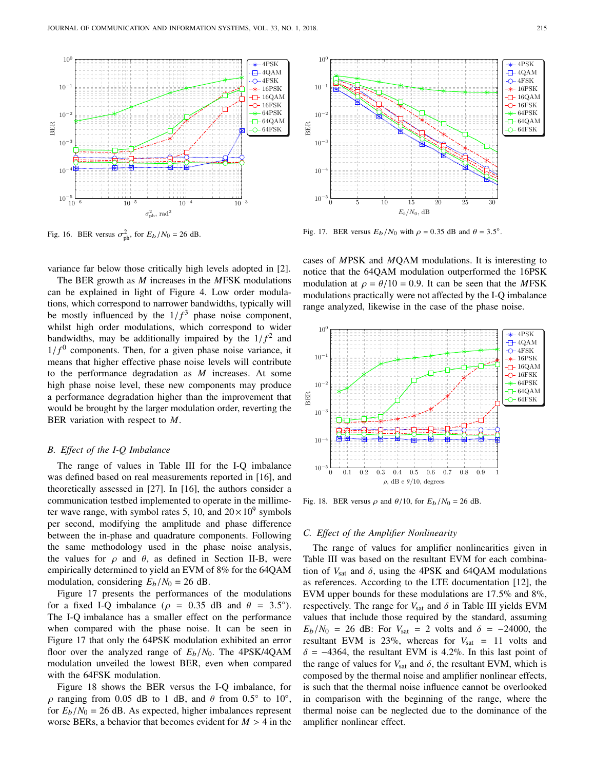Fig. 16. BER versus $\sigma^2_{\text{ph}}$, for $E_b/N_0$ = 26 dB.

Fig. 17. BER versus $E_b/N_0$ with $\rho$ = 0.35 dB and $\theta$ = 3.5°.

variance far below those critically high levels adopted in [2].

The BER growth as $M$ increases in the $M$FSK modulations can be explained in light of Figure 4. Low order modulations, which correspond to narrower bandwidths, typically will be mostly influenced by the $1/f^3$ phase noise component, whilst high order modulations, which correspond to wider bandwidths, may be additionally impaired by the $1/f^2$ and $1/f^0$ components. Then, for a given phase noise variance, it means that higher effective phase noise levels will contribute to the performance degradation as $M$ increases. At some high phase noise level, these new components may produce a performance degradation higher than the improvement that would be brought by the larger modulation order, reverting the BER variation with respect to $M$.

### *B. Effect of the I-Q Imbalance*

The range of values in Table III for the I-Q imbalance was defined based on real measurements reported in [16], and theoretically assessed in [27]. In [16], the authors consider a communication testbed implemented to operate in the millimeter wave range, with symbol rates 5, 10, and $20 \times 10^9$ symbols per second, modifying the amplitude and phase difference between the in-phase and quadrature components. Following the same methodology used in the phase noise analysis, the values for $\rho$ and $\theta$, as defined in Section II-B, were empirically determined to yield an EVM of 8% for the 64QAM modulation, considering $E_b/N_0$ = 26 dB.

Figure 17 presents the performances of the modulations for a fixed I-Q imbalance ($\rho$ = 0.35 dB and $\theta$ = 3.5°). The I-Q imbalance has a smaller effect on the performance when compared with the phase noise. It can be seen in Figure 17 that only the 64PSK modulation exhibited an error floor over the analyzed range of $E_b/N_0$. The 4PSK/4QAM modulation unveiled the lowest BER, even when compared with the 64FSK modulation.

Figure 18 shows the BER versus the I-Q imbalance, for $\rho$ ranging from 0.05 dB to 1 dB, and $\theta$ from 0.5° to 10°, for $E_b/N_0$ = 26 dB. As expected, higher imbalances represent worse BERs, a behavior that becomes evident for $M > 4$ in the cases of $M$PSK and $M$QAM modulations. It is interesting to notice that the 64QAM modulation outperformed the 16PSK modulation at $\rho = \theta/10 = 0.9$. It can be seen that the $M$FSK modulations practically were not affected by the I-Q imbalance range analyzed, likewise in the case of the phase noise.

Fig. 18. BER versus $\rho$ and $\theta/10$, for $E_b/N_0$ = 26 dB.

### *C. Effect of the Amplifier Nonlinearity*

The range of values for amplifier nonlinearities given in Table III was based on the resultant EVM for each combination of $V_{\text{sat}}$ and $\delta$, using the 4PSK and 64QAM modulations as references. According to the LTE documentation [12], the EVM upper bounds for these modulations are 17.5% and 8%, respectively. The range for $V_{\text{sat}}$ and $\delta$ in Table III yields EVM values that include those required by the standard, assuming $E_b/N_0$ = 26 dB: For $V_{\text{sat}}$ = 2 volts and $\delta$ = −24000, the resultant EVM is 23%, whereas for $V_{\text{sat}}$ = 11 volts and $\delta$ = −4364, the resultant EVM is 4.2%. In this last point of the range of values for $V_{\text{sat}}$ and $\delta$, the resultant EVM, which is composed by the thermal noise and amplifier nonlinear effects, is such that the thermal noise influence cannot be overlooked in comparison with the beginning of the range, where the thermal noise can be neglected due to the dominance of the amplifier nonlinear effect.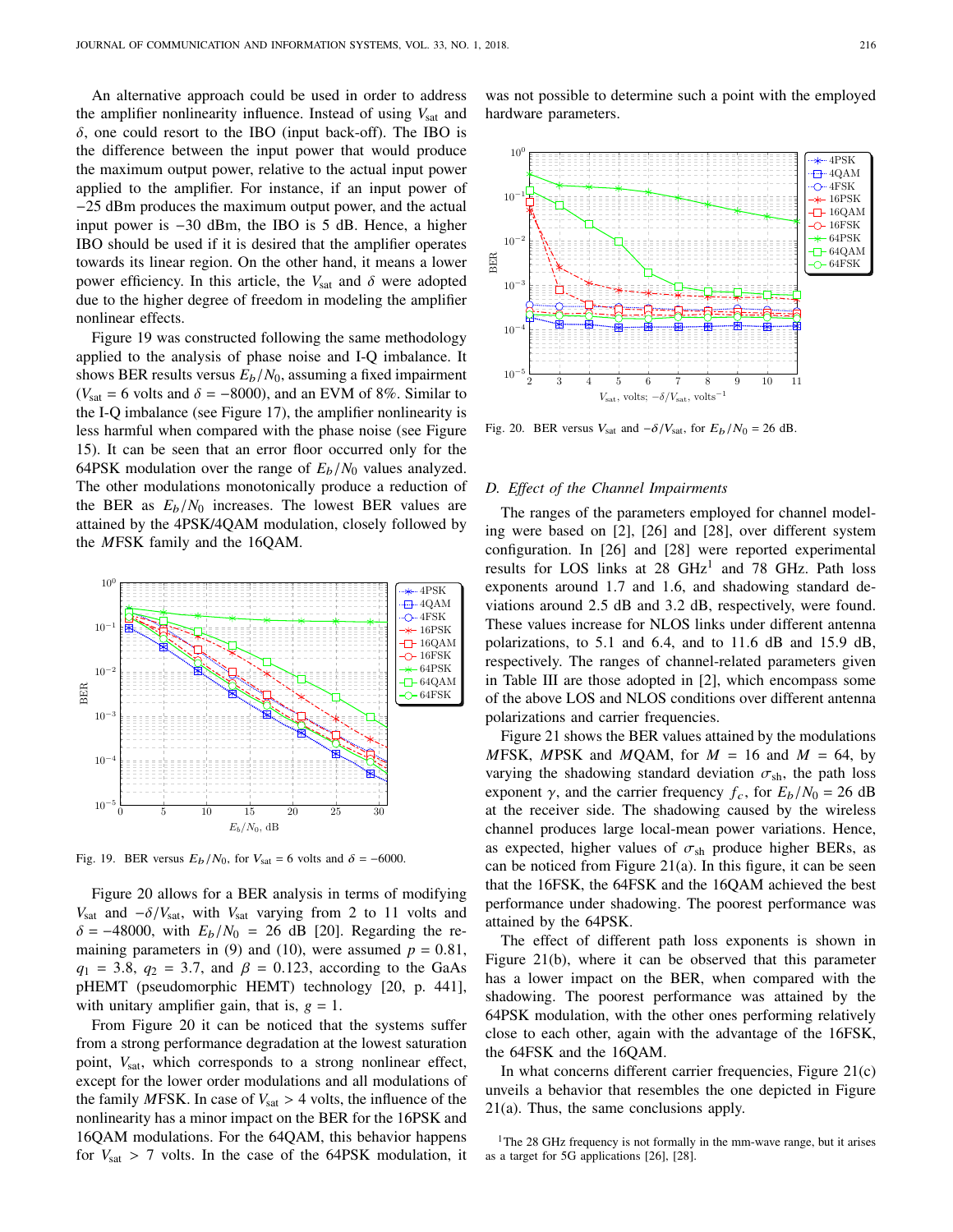An alternative approach could be used in order to address the amplifier nonlinearity influence. Instead of using $V_{\text{sat}}$ and $\delta$, one could resort to the IBO (input back-off). The IBO is the difference between the input power that would produce the maximum output power, relative to the actual input power applied to the amplifier. For instance, if an input power of −25 dBm produces the maximum output power, and the actual input power is −30 dBm, the IBO is 5 dB. Hence, a higher IBO should be used if it is desired that the amplifier operates towards its linear region. On the other hand, it means a lower power efficiency. In this article, the $V_{\text{sat}}$ and $\delta$ were adopted due to the higher degree of freedom in modeling the amplifier nonlinear effects.

Figure 19 was constructed following the same methodology applied to the analysis of phase noise and I-Q imbalance. It shows BER results versus $E_b/N_0$, assuming a fixed impairment ($V_{\text{sat}} = 6$ volts and $\delta = -8000$), and an EVM of 8%. Similar to the I-Q imbalance (see Figure 17), the amplifier nonlinearity is less harmful when compared with the phase noise (see Figure 15). It can be seen that an error floor occurred only for the 64PSK modulation over the range of $E_b/N_0$ values analyzed. The other modulations monotonically produce a reduction of the BER as $E_b/N_0$ increases. The lowest BER values are attained by the 4PSK/4QAM modulation, closely followed by the $M$FSK family and the 16QAM.

Fig. 19. BER versus $E_b/N_0$, for $V_{\text{sat}} = 6$ volts and $\delta = -6000$.

Figure 20 allows for a BER analysis in terms of modifying $V_{\text{sat}}$ and $-\delta/V_{\text{sat}}$, with $V_{\text{sat}}$ varying from 2 to 11 volts and $\delta = -48000$, with $E_b/N_0 = 26$ dB [20]. Regarding the remaining parameters in (9) and (10), were assumed $p = 0.81$, $q_1 = 3.8$, $q_2 = 3.7$, and $\beta = 0.123$, according to the GaAs pHEMT (pseudomorphic HEMT) technology [20, p. 441], with unitary amplifier gain, that is, $g = 1$.

From Figure 20 it can be noticed that the systems suffer from a strong performance degradation at the lowest saturation point, $V_{\text{sat}}$, which corresponds to a strong nonlinear effect, except for the lower order modulations and all modulations of the family $M$FSK. In case of $V_{\text{sat}} > 4$ volts, the influence of the nonlinearity has a minor impact on the BER for the 16PSK and 16QAM modulations. For the 64QAM, this behavior happens for $V_{\text{sat}} > 7$ volts. In the case of the 64PSK modulation, it was not possible to determine such a point with the employed hardware parameters.

Fig. 20. BER versus $V_{\text{sat}}$ and $-\delta/V_{\text{sat}}$, for $E_b/N_0 = 26$ dB.

### *D. Effect of the Channel Impairments*

The ranges of the parameters employed for channel modeling were based on [2], [26] and [28], over different system configuration. In [26] and [28] were reported experimental results for LOS links at 28 GHz[1] and 78 GHz. Path loss exponents around 1.7 and 1.6, and shadowing standard deviations around 2.5 dB and 3.2 dB, respectively, were found. These values increase for NLOS links under different antenna polarizations, to 5.1 and 6.4, and to 11.6 and 15.9 dB, respectively. The ranges of channel-related parameters given in Table III are those adopted in [2], which encompass some of the above LOS and NLOS conditions over different antenna polarizations and carrier frequencies.

Figure 21 shows the BER values attained by the modulations $M$FSK, $M$PSK and $M$QAM, for $M = 16$ and $M = 64$, by varying the shadowing standard deviation $\sigma_{\text{sh}}$, the path loss exponent $\gamma$, and the carrier frequency $f_c$, for $E_b/N_0 = 26$ dB at the receiver side. The shadowing caused by the wireless channel produces large local-mean power variations. Hence, as expected, higher values of $\sigma_{\text{sh}}$ produce higher BERs, as can be noticed from Figure 21(a). In this figure, it can be seen that the 16FSK, the 64FSK and the 16QAM achieved the best performance under shadowing. The poorest performance was attained by the 64PSK.

The effect of different path loss exponents is shown in Figure 21(b), where it can be observed that this parameter has a lower impact on the BER, when compared with the shadowing. The poorest performance was attained by the 64PSK modulation, with the other ones performing relatively close to each other, again with the advantage of the 16FSK, the 64FSK and the 16QAM.

In what concerns different carrier frequencies, Figure 21(c) unveils a behavior that resembles the one depicted in Figure 21(a). Thus, the same conclusions apply.

[1] The 28 GHz frequency is not formally in the mm-wave range, but it arises as a target for 5G applications [26], [28].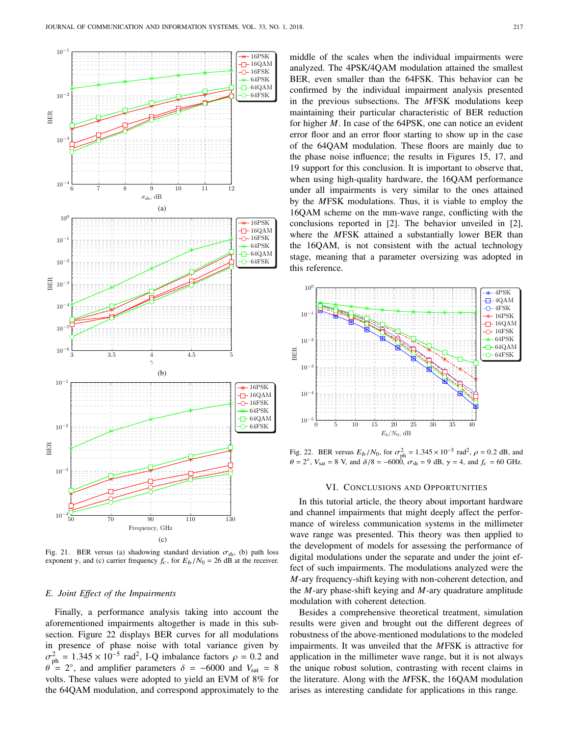Fig. 21. BER versus (a) shadowing standard deviation $\sigma_{\text{sh}}$, (b) path loss exponent $\gamma$, and (c) carrier frequency $f_c$, for $E_b/N_0$ = 26 dB at the receiver.

### E. Joint Effect of the Impairments

Finally, a performance analysis taking into account the aforementioned impairments altogether is made in this subsection. Figure 22 displays BER curves for all modulations in presence of phase noise with total variance given by $\sigma^2_{\text{ph}} = 1.345 \times 10^{-5}$ rad$^2$, I-Q imbalance factors $\rho = 0.2$ and $\theta = 2°$, and amplifier parameters $\delta = -6000$ and $V_{\text{sat}} = 8$ volts. These values were adopted to yield an EVM of 8% for the 64QAM modulation, and correspond approximately to the middle of the scales when the individual impairments were analyzed. The 4PSK/4QAM modulation attained the smallest BER, even smaller than the 64FSK. This behavior can be confirmed by the individual impairment analysis presented in the previous subsections. The $M$FSK modulations keep maintaining their particular characteristic of BER reduction for higher $M$. In case of the 64PSK, one can notice an evident error floor and an error floor starting to show up in the case of the 64QAM modulation. These floors are mainly due to the phase noise influence; the results in Figures 15, 17, and 19 support for this conclusion. It is important to observe that, when using high-quality hardware, the 16QAM performance under all impairments is very similar to the ones attained by the $M$FSK modulations. Thus, it is viable to employ the 16QAM scheme on the mm-wave range, conflicting with the conclusions reported in [2]. The behavior unveiled in [2], where the $M$FSK attained a substantially lower BER than the 16QAM, is not consistent with the actual technology stage, meaning that a parameter oversizing was adopted in this reference.

Fig. 22. BER versus $E_b/N_0$, for $\sigma^2_{\text{ph}} = 1.345 \times 10^{-5}$ rad$^2$, $\rho = 0.2$ dB, and $\theta = 2°$, $V_{\text{sat}} = 8$ V, and $\delta/8 = -6000$, $\sigma_{\text{sh}} = 9$ dB, $\gamma = 4$, and $f_c = 60$ GHz.

## VI. Conclusions and Opportunities

In this tutorial article, the theory about important hardware and channel impairments that might deeply affect the performance of wireless communication systems in the millimeter wave range was presented. This theory was then applied to the development of models for assessing the performance of digital modulations under the separate and under the joint effect of such impairments. The modulations analyzed were the $M$-ary frequency-shift keying with non-coherent detection, and the $M$-ary phase-shift keying and $M$-ary quadrature amplitude modulation with coherent detection.

Besides a comprehensive theoretical treatment, simulation results were given and brought out the different degrees of robustness of the above-mentioned modulations to the modeled impairments. It was unveiled that the $M$FSK is attractive for application in the millimeter wave range, but it is not always the unique robust solution, contrasting with recent claims in the literature. Along with the $M$FSK, the 16QAM modulation arises as interesting candidate for applications in this range.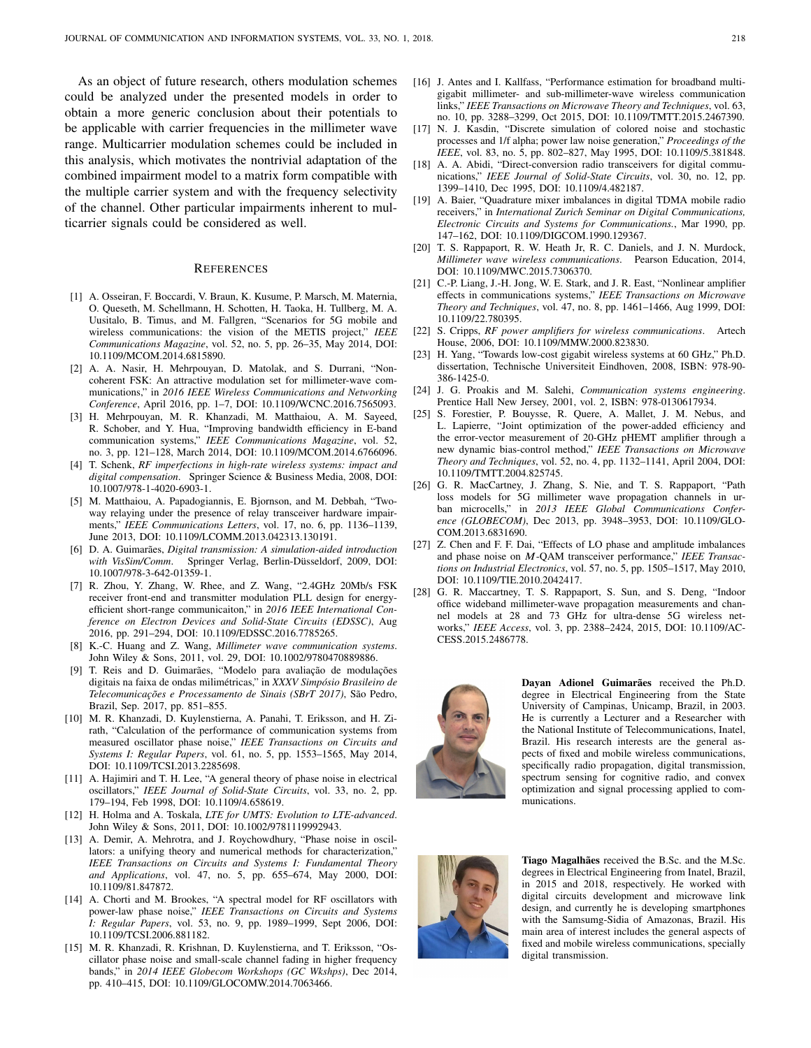As an object of future research, others modulation schemes could be analyzed under the presented models in order to obtain a more generic conclusion about their potentials to be applicable with carrier frequencies in the millimeter wave range. Multicarrier modulation schemes could be included in this analysis, which motivates the nontrivial adaptation of the combined impairment model to a matrix form compatible with the multiple carrier system and with the frequency selectivity of the channel. Other particular impairments inherent to multicarrier signals could be considered as well.

## References

[1] A. Osseiran, F. Boccardi, V. Braun, K. Kusume, P. Marsch, M. Maternia, O. Queseth, M. Schellmann, H. Schotten, H. Taoka, H. Tullberg, M. A. Uusitalo, B. Timus, and M. Fallgren, "Scenarios for 5G mobile and wireless communications: the vision of the METIS project," *IEEE Communications Magazine*, vol. 52, no. 5, pp. 26–35, May 2014, DOI: 10.1109/MCOM.2014.6815890.

[2] A. A. Nasir, H. Mehrpouyan, D. Matolak, and S. Durrani, "Non-coherent FSK: An attractive modulation set for millimeter-wave communications," in *2016 IEEE Wireless Communications and Networking Conference*, April 2016, pp. 1–7, DOI: 10.1109/WCNC.2016.7565093.

[3] H. Mehrpouyan, M. R. Khanzadi, M. Matthaiou, A. M. Sayeed, R. Schober, and Y. Hua, "Improving bandwidth efficiency in E-band communication systems," *IEEE Communications Magazine*, vol. 52, no. 3, pp. 121–128, March 2014, DOI: 10.1109/MCOM.2014.6766096.

[4] T. Schenk, *RF imperfections in high-rate wireless systems: impact and digital compensation*. Springer Science & Business Media, 2008, DOI: 10.1007/978-1-4020-6903-1.

[5] M. Matthaiou, A. Papadogiannis, E. Bjornson, and M. Debbah, "Two-way relaying under the presence of relay transceiver hardware impairments," *IEEE Communications Letters*, vol. 17, no. 6, pp. 1136–1139, June 2013, DOI: 10.1109/LCOMM.2013.042313.130191.

[6] D. A. Guimarães, *Digital transmission: A simulation-aided introduction with VisSim/Comm*. Springer Verlag, Berlin-Düsseldorf, 2009, DOI: 10.1007/978-3-642-01359-1.

[7] R. Zhou, Y. Zhang, W. Rhee, and Z. Wang, "2.4GHz 20Mb/s FSK receiver front-end and transmitter modulation PLL design for energy-efficient short-range communicaiton," in *2016 IEEE International Conference on Electron Devices and Solid-State Circuits (EDSSC)*, Aug 2016, pp. 291–294, DOI: 10.1109/EDSSC.2016.7785265.

[8] K.-C. Huang and Z. Wang, *Millimeter wave communication systems*. John Wiley & Sons, 2011, vol. 29, DOI: 10.1002/9780470889886.

[9] T. Reis and D. Guimarães, "Modelo para avaliação de modulações digitais na faixa de ondas milimétricas," in *XXXV Simpósio Brasileiro de Telecomunicações e Processamento de Sinais (SBrT 2017)*, São Pedro, Brazil, Sep. 2017, pp. 851–855.

[10] M. R. Khanzadi, D. Kuylenstierna, A. Panahi, T. Eriksson, and H. Zirath, "Calculation of the performance of communication systems from measured oscillator phase noise," *IEEE Transactions on Circuits and Systems I: Regular Papers*, vol. 61, no. 5, pp. 1553–1565, May 2014, DOI: 10.1109/TCSI.2013.2285698.

[11] A. Hajimiri and T. H. Lee, "A general theory of phase noise in electrical oscillators," *IEEE Journal of Solid-State Circuits*, vol. 33, no. 2, pp. 179–194, Feb 1998, DOI: 10.1109/4.658619.

[12] H. Holma and A. Toskala, *LTE for UMTS: Evolution to LTE-advanced*. John Wiley & Sons, 2011, DOI: 10.1002/9781119992943.

[13] A. Demir, A. Mehrotra, and J. Roychowdhury, "Phase noise in oscillators: a unifying theory and numerical methods for characterization," *IEEE Transactions on Circuits and Systems I: Fundamental Theory and Applications*, vol. 47, no. 5, pp. 655–674, May 2000, DOI: 10.1109/81.847872.

[14] A. Chorti and M. Brookes, "A spectral model for RF oscillators with power-law phase noise," *IEEE Transactions on Circuits and Systems I: Regular Papers*, vol. 53, no. 9, pp. 1989–1999, Sept 2006, DOI: 10.1109/TCSI.2006.881182.

[15] M. R. Khanzadi, R. Krishnan, D. Kuylenstierna, and T. Eriksson, "Oscillator phase noise and small-scale channel fading in higher frequency bands," in *2014 IEEE Globecom Workshops (GC Wkshps)*, Dec 2014, pp. 410–415, DOI: 10.1109/GLOCOMW.2014.7063466.

[16] J. Antes and I. Kallfass, "Performance estimation for broadband multi-gigabit millimeter- and sub-millimeter-wave wireless communication links," *IEEE Transactions on Microwave Theory and Techniques*, vol. 63, no. 10, pp. 3288–3299, Oct 2015, DOI: 10.1109/TMTT.2015.2467390.

[17] N. J. Kasdin, "Discrete simulation of colored noise and stochastic processes and 1/f alpha; power law noise generation," *Proceedings of the IEEE*, vol. 83, no. 5, pp. 802–827, May 1995, DOI: 10.1109/5.381848.

[18] A. A. Abidi, "Direct-conversion radio transceivers for digital communications," *IEEE Journal of Solid-State Circuits*, vol. 30, no. 12, pp. 1399–1410, Dec 1995, DOI: 10.1109/4.482187.

[19] A. Baier, "Quadrature mixer imbalances in digital TDMA mobile radio receivers," in *International Zurich Seminar on Digital Communications, Electronic Circuits and Systems for Communications.*, Mar 1990, pp. 147–162, DOI: 10.1109/DIGCOM.1990.129367.

[20] T. S. Rappaport, R. W. Heath Jr, R. C. Daniels, and J. N. Murdock, *Millimeter wave wireless communications*. Pearson Education, 2014, DOI: 10.1109/MWC.2015.7306370.

[21] C.-P. Liang, J.-H. Jong, W. E. Stark, and J. R. East, "Nonlinear amplifier effects in communications systems," *IEEE Transactions on Microwave Theory and Techniques*, vol. 47, no. 8, pp. 1461–1466, Aug 1999, DOI: 10.1109/22.780395.

[22] S. Cripps, *RF power amplifiers for wireless communications*. Artech House, 2006, DOI: 10.1109/MMW.2000.823830.

[23] H. Yang, "Towards low-cost gigabit wireless systems at 60 GHz," Ph.D. dissertation, Technische Universiteit Eindhoven, 2008, ISBN: 978-90-386-1425-0.

[24] J. G. Proakis and M. Salehi, *Communication systems engineering*. Prentice Hall New Jersey, 2001, vol. 2, ISBN: 978-0130617934.

[25] S. Forestier, P. Bouysse, R. Quere, A. Mallet, J. M. Nebus, and L. Lapierre, "Joint optimization of the power-added efficiency and the error-vector measurement of 20-GHz pHEMT amplifier through a new dynamic bias-control method," *IEEE Transactions on Microwave Theory and Techniques*, vol. 52, no. 4, pp. 1132–1141, April 2004, DOI: 10.1109/TMTT.2004.825745.

[26] G. R. MacCartney, J. Zhang, S. Nie, and T. S. Rappaport, "Path loss models for 5G millimeter wave propagation channels in urban microcells," in *2013 IEEE Global Communications Conference (GLOBECOM)*, Dec 2013, pp. 3948–3953, DOI: 10.1109/GLOCOM.2013.6831690.

[27] Z. Chen and F. F. Dai, "Effects of LO phase and amplitude imbalances and phase noise on *M*-QAM transceiver performance," *IEEE Transactions on Industrial Electronics*, vol. 57, no. 5, pp. 1505–1517, May 2010, DOI: 10.1109/TIE.2010.2042417.

[28] G. R. Maccartney, T. S. Rappaport, S. Sun, and S. Deng, "Indoor office wideband millimeter-wave propagation measurements and channel models at 28 and 73 GHz for ultra-dense 5G wireless networks," *IEEE Access*, vol. 3, pp. 2388–2424, 2015, DOI: 10.1109/ACCESS.2015.2486778.

**Dayan Adionel Guimarães** received the Ph.D. degree in Electrical Engineering from the State University of Campinas, Unicamp, Brazil, in 2003. He is currently a Lecturer and a Researcher with the National Institute of Telecommunications, Inatel, Brazil. His research interests are the general aspects of fixed and mobile wireless communications, specifically radio propagation, digital transmission, spectrum sensing for cognitive radio, and convex optimization and signal processing applied to communications.

**Tiago Magalhães** received the B.Sc. and the M.Sc. degrees in Electrical Engineering from Inatel, Brazil, in 2015 and 2018, respectively. He worked with digital circuits development and microwave link design, and currently he is developing smartphones with the Samsumg-Sidia of Amazonas, Brazil. His main area of interest includes the general aspects of fixed and mobile wireless communications, specially digital transmission.